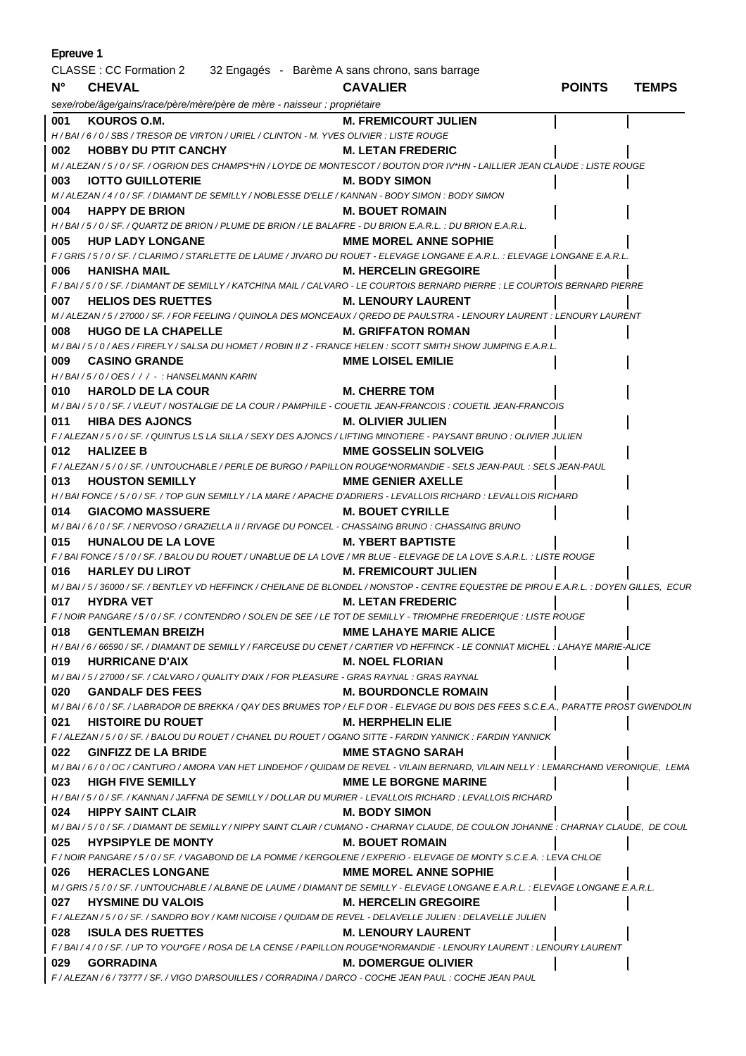Epreuve 1

CLASSE : CC Formation 2    32 Engagés  -  Barème A sans chrono, sans barrage

| N° | CHEVAL | CAVALIER | POINTS | TEMPS |
|---|---|---|---|---|
| | *sexe/robe/âge/gains/race/père/mère/père de mère - naisseur : propriétaire* | | | |
| 001 | KOUROS O.M. | M. FREMICOURT JULIEN | | |
| | *H / BAI / 6 / 0 / SBS / TRESOR DE VIRTON / URIEL / CLINTON - M. YVES OLIVIER : LISTE ROUGE* | | | |
| 002 | HOBBY DU PTIT CANCHY | M. LETAN FREDERIC | | |
| | *M / ALEZAN / 5 / 0 / SF. / OGRION DES CHAMPS*HN / LOYDE DE MONTESCOT / BOUTON D'OR IV*HN - LAILLIER JEAN CLAUDE : LISTE ROUGE* | | | |
| 003 | IOTTO GUILLOTERIE | M. BODY SIMON | | |
| | *M / ALEZAN / 4 / 0 / SF. / DIAMANT DE SEMILLY / NOBLESSE D'ELLE / KANNAN - BODY SIMON : BODY SIMON* | | | |
| 004 | HAPPY DE BRION | M. BOUET ROMAIN | | |
| | *H / BAI / 5 / 0 / SF. / QUARTZ DE BRION / PLUME DE BRION / LE BALAFRE - DU BRION E.A.R.L. : DU BRION E.A.R.L.* | | | |
| 005 | HUP LADY LONGANE | MME MOREL ANNE SOPHIE | | |
| | *F / GRIS / 5 / 0 / SF. / CLARIMO / STARLETTE DE LAUME / JIVARO DU ROUET - ELEVAGE LONGANE E.A.R.L. : ELEVAGE LONGANE E.A.R.L.* | | | |
| 006 | HANISHA MAIL | M. HERCELIN GREGOIRE | | |
| | *F / BAI / 5 / 0 / SF. / DIAMANT DE SEMILLY / KATCHINA MAIL / CALVARO - LE COURTOIS BERNARD PIERRE : LE COURTOIS BERNARD PIERRE* | | | |
| 007 | HELIOS DES RUETTES | M. LENOURY LAURENT | | |
| | *M / ALEZAN / 5 / 27000 / SF. / FOR FEELING / QUINOLA DES MONCEAUX / QREDO DE PAULSTRA - LENOURY LAURENT : LENOURY LAURENT* | | | |
| 008 | HUGO DE LA CHAPELLE | M. GRIFFATON ROMAN | | |
| | *M / BAI / 5 / 0 / AES / FIREFLY / SALSA DU HOMET / ROBIN II Z - FRANCE HELEN : SCOTT SMITH SHOW JUMPING E.A.R.L.* | | | |
| 009 | CASINO GRANDE | MME LOISEL EMILIE | | |
| | *H / BAI / 5 / 0 / OES / / / - : HANSELMANN KARIN* | | | |
| 010 | HAROLD DE LA COUR | M. CHERRE TOM | | |
| | *M / BAI / 5 / 0 / SF. / VLEUT / NOSTALGIE DE LA COUR / PAMPHILE - COUETIL JEAN-FRANCOIS : COUETIL JEAN-FRANCOIS* | | | |
| 011 | HIBA DES AJONCS | M. OLIVIER JULIEN | | |
| | *F / ALEZAN / 5 / 0 / SF. / QUINTUS LS LA SILLA / SEXY DES AJONCS / LIFTING MINOTIERE - PAYSANT BRUNO : OLIVIER JULIEN* | | | |
| 012 | HALIZEE B | MME GOSSELIN SOLVEIG | | |
| | *F / ALEZAN / 5 / 0 / SF. / UNTOUCHABLE / PERLE DE BURGO / PAPILLON ROUGE*NORMANDIE - SELS JEAN-PAUL : SELS JEAN-PAUL* | | | |
| 013 | HOUSTON SEMILLY | MME GENIER AXELLE | | |
| | *H / BAI FONCE / 5 / 0 / SF. / TOP GUN SEMILLY / LA MARE / APACHE D'ADRIERS - LEVALLOIS RICHARD : LEVALLOIS RICHARD* | | | |
| 014 | GIACOMO MASSUERE | M. BOUET CYRILLE | | |
| | *M / BAI / 6 / 0 / SF. / NERVOSO / GRAZIELLA II / RIVAGE DU PONCEL - CHASSAING BRUNO : CHASSAING BRUNO* | | | |
| 015 | HUNALOU DE LA LOVE | M. YBERT BAPTISTE | | |
| | *F / BAI FONCE / 5 / 0 / SF. / BALOU DU ROUET / UNABLUE DE LA LOVE / MR BLUE - ELEVAGE DE LA LOVE S.A.R.L. : LISTE ROUGE* | | | |
| 016 | HARLEY DU LIROT | M. FREMICOURT JULIEN | | |
| | *M / BAI / 5 / 36000 / SF. / BENTLEY VD HEFFINCK / CHEILANE DE BLONDEL / NONSTOP - CENTRE EQUESTRE DE PIROU E.A.R.L. : DOYEN GILLES, ECUR* | | | |
| 017 | HYDRA VET | M. LETAN FREDERIC | | |
| | *F / NOIR PANGARE / 5 / 0 / SF. / CONTENDRO / SOLEN DE SEE / LE TOT DE SEMILLY - TRIOMPHE FREDERIQUE : LISTE ROUGE* | | | |
| 018 | GENTLEMAN BREIZH | MME LAHAYE MARIE ALICE | | |
| | *H / BAI / 6 / 66590 / SF. / DIAMANT DE SEMILLY / FARCEUSE DU CENET / CARTIER VD HEFFINCK - LE CONNIAT MICHEL : LAHAYE MARIE-ALICE* | | | |
| 019 | HURRICANE D'AIX | M. NOEL FLORIAN | | |
| | *M / BAI / 5 / 27000 / SF. / CALVARO / QUALITY D'AIX / FOR PLEASURE - GRAS RAYNAL : GRAS RAYNAL* | | | |
| 020 | GANDALF DES FEES | M. BOURDONCLE ROMAIN | | |
| | *M / BAI / 6 / 0 / SF. / LABRADOR DE BREKKA / QAY DES BRUMES TOP / ELF D'OR - ELEVAGE DU BOIS DES FEES S.C.E.A., PARATTE PROST GWENDOLIN* | | | |
| 021 | HISTOIRE DU ROUET | M. HERPHELIN ELIE | | |
| | *F / ALEZAN / 5 / 0 / SF. / BALOU DU ROUET / CHANEL DU ROUET / OGANO SITTE - FARDIN YANNICK : FARDIN YANNICK* | | | |
| 022 | GINFIZZ DE LA BRIDE | MME STAGNO SARAH | | |
| | *M / BAI / 6 / 0 / OC / CANTURO / AMORA VAN HET LINDEHOF / QUIDAM DE REVEL - VILAIN BERNARD, VILAIN NELLY : LEMARCHAND VERONIQUE, LEMA* | | | |
| 023 | HIGH FIVE SEMILLY | MME LE BORGNE MARINE | | |
| | *H / BAI / 5 / 0 / SF. / KANNAN / JAFFNA DE SEMILLY / DOLLAR DU MURIER - LEVALLOIS RICHARD : LEVALLOIS RICHARD* | | | |
| 024 | HIPPY SAINT CLAIR | M. BODY SIMON | | |
| | *M / BAI / 5 / 0 / SF. / DIAMANT DE SEMILLY / NIPPY SAINT CLAIR / CUMANO - CHARNAY CLAUDE, DE COULON JOHANNE : CHARNAY CLAUDE, DE COUL* | | | |
| 025 | HYPSIPYLE DE MONTY | M. BOUET ROMAIN | | |
| | *F / NOIR PANGARE / 5 / 0 / SF. / VAGABOND DE LA POMME / KERGOLENE / EXPERIO - ELEVAGE DE MONTY S.C.E.A. : LEVA CHLOE* | | | |
| 026 | HERACLES LONGANE | MME MOREL ANNE SOPHIE | | |
| | *M / GRIS / 5 / 0 / SF. / UNTOUCHABLE / ALBANE DE LAUME / DIAMANT DE SEMILLY - ELEVAGE LONGANE E.A.R.L. : ELEVAGE LONGANE E.A.R.L.* | | | |
| 027 | HYSMINE DU VALOIS | M. HERCELIN GREGOIRE | | |
| | *F / ALEZAN / 5 / 0 / SF. / SANDRO BOY / KAMI NICOISE / QUIDAM DE REVEL - DELAVELLE JULIEN : DELAVELLE JULIEN* | | | |
| 028 | ISULA DES RUETTES | M. LENOURY LAURENT | | |
| | *F / BAI / 4 / 0 / SF. / UP TO YOU*GFE / ROSA DE LA CENSE / PAPILLON ROUGE*NORMANDIE - LENOURY LAURENT : LENOURY LAURENT* | | | |
| 029 | GORRADINA | M. DOMERGUE OLIVIER | | |
| | *F / ALEZAN / 6 / 73777 / SF. / VIGO D'ARSOUILLES / CORRADINA / DARCO - COCHE JEAN PAUL : COCHE JEAN PAUL* | | | |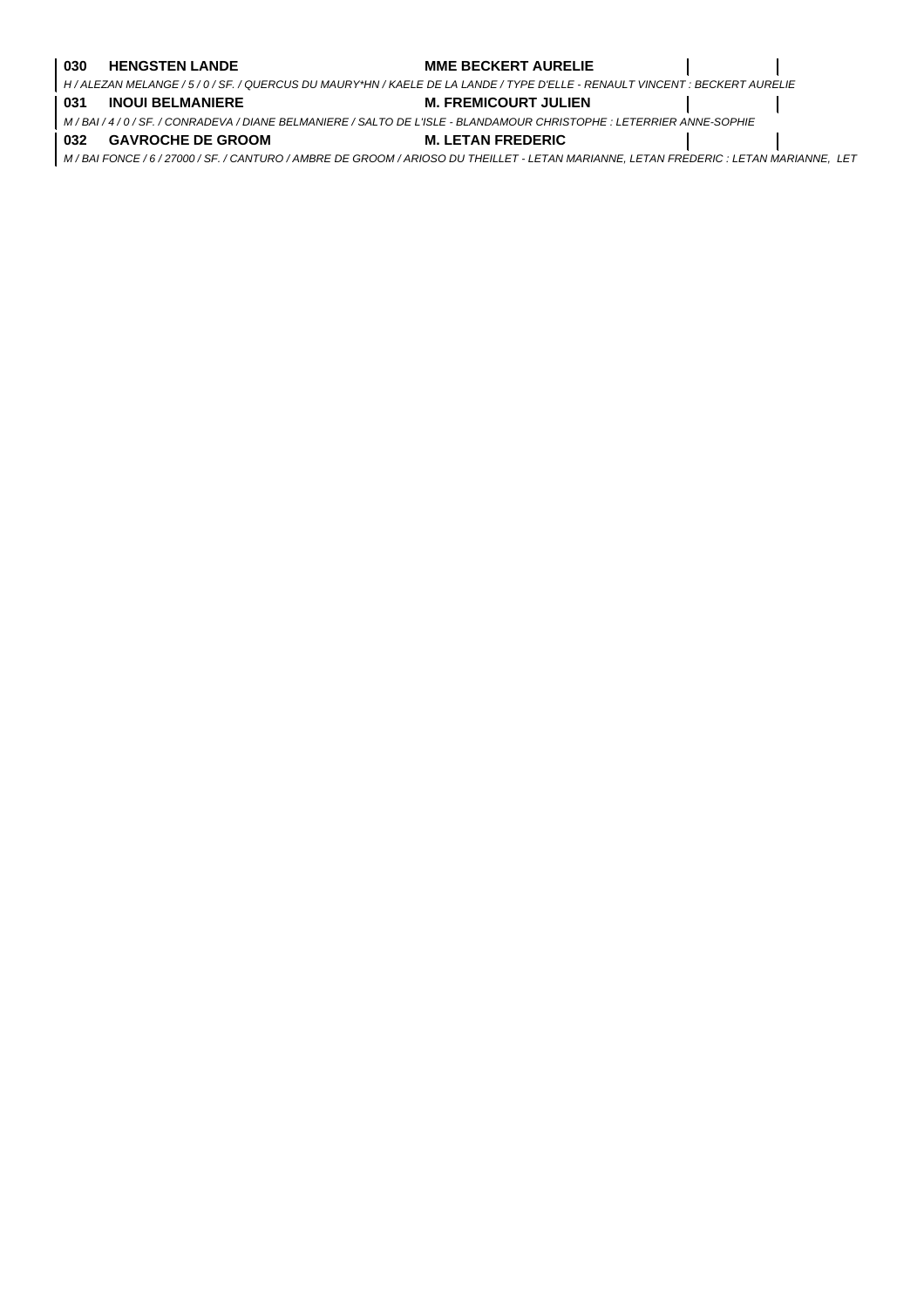**030 HENGSTEN LANDE** **MME BECKERT AURELIE**

*H / ALEZAN MELANGE / 5 / 0 / SF. / QUERCUS DU MAURY*HN / KAELE DE LA LANDE / TYPE D'ELLE - RENAULT VINCENT : BECKERT AURELIE*

**031 INOUI BELMANIERE** **M. FREMICOURT JULIEN**

*M / BAI / 4 / 0 / SF. / CONRADEVA / DIANE BELMANIERE / SALTO DE L'ISLE - BLANDAMOUR CHRISTOPHE : LETERRIER ANNE-SOPHIE*

**032 GAVROCHE DE GROOM** **M. LETAN FREDERIC**

*M / BAI FONCE / 6 / 27000 / SF. / CANTURO / AMBRE DE GROOM / ARIOSO DU THEILLET - LETAN MARIANNE, LETAN FREDERIC : LETAN MARIANNE, LET*